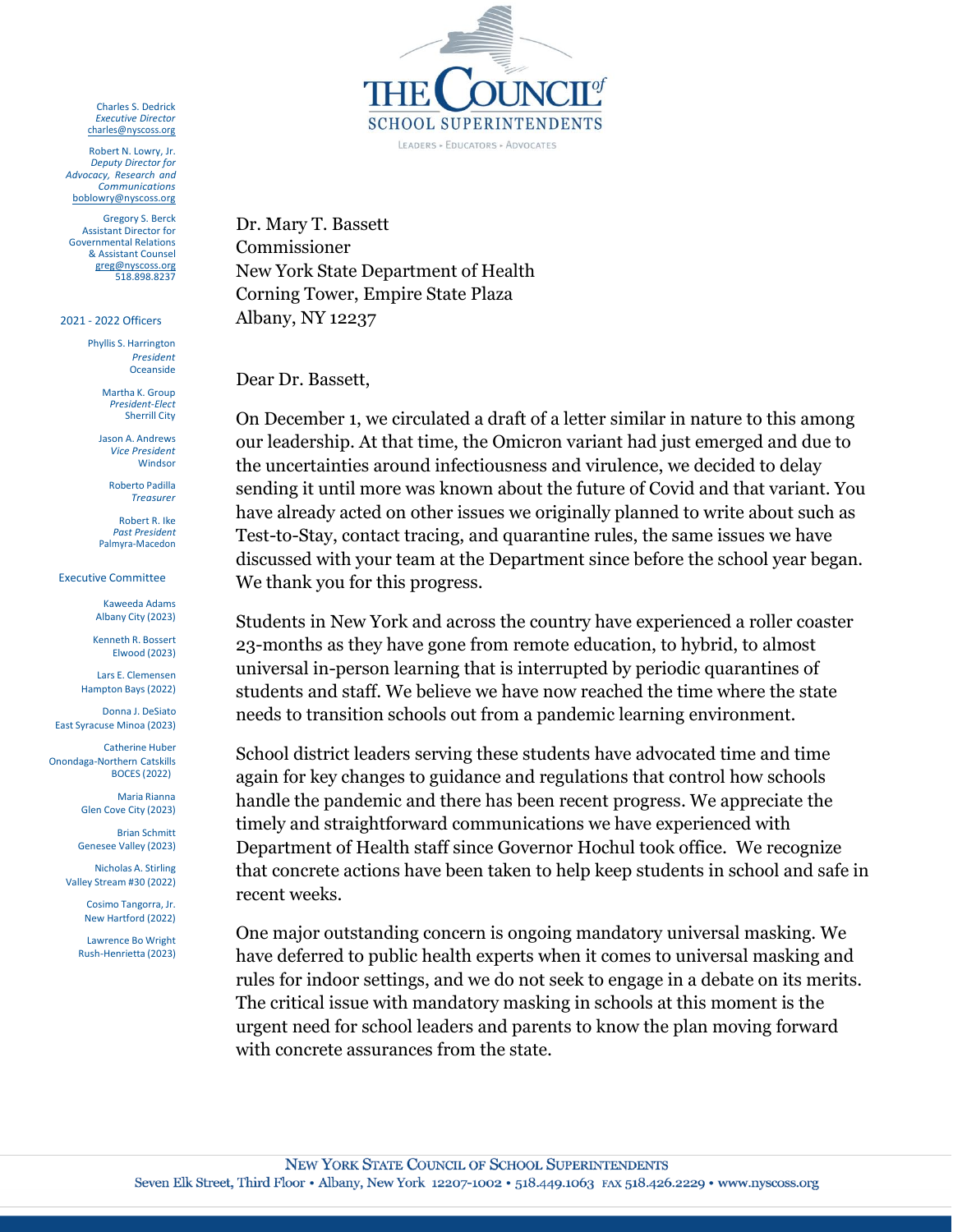THE COUNCIL of SCHOOL SUPERINTENDENTS

LEADERS • EDUCATORS • ADVOCATES

Charles S. Dedrick
*Executive Director*
charles@nyscoss.org

Robert N. Lowry, Jr.
*Deputy Director for Advocacy, Research and Communications*
boblowry@nyscoss.org

Gregory S. Berck
Assistant Director for Governmental Relations & Assistant Counsel
greg@nyscoss.org
518.898.8237

2021 - 2022 Officers

Phyllis S. Harrington
*President*
Oceanside

Martha K. Group
*President-Elect*
Sherrill City

Jason A. Andrews
*Vice President*
Windsor

Roberto Padilla
*Treasurer*

Robert R. Ike
*Past President*
Palmyra-Macedon

Executive Committee

Kaweeda Adams
Albany City (2023)

Kenneth R. Bossert
Elwood (2023)

Lars E. Clemensen
Hampton Bays (2022)

Donna J. DeSiato
East Syracuse Minoa (2023)

Catherine Huber
Onondaga-Northern Catskills BOCES (2022)

Maria Rianna
Glen Cove City (2023)

Brian Schmitt
Genesee Valley (2023)

Nicholas A. Stirling
Valley Stream #30 (2022)

Cosimo Tangorra, Jr.
New Hartford (2022)

Lawrence Bo Wright
Rush-Henrietta (2023)

Dr. Mary T. Bassett
Commissioner
New York State Department of Health
Corning Tower, Empire State Plaza
Albany, NY 12237

Dear Dr. Bassett,

On December 1, we circulated a draft of a letter similar in nature to this among our leadership. At that time, the Omicron variant had just emerged and due to the uncertainties around infectiousness and virulence, we decided to delay sending it until more was known about the future of Covid and that variant. You have already acted on other issues we originally planned to write about such as Test-to-Stay, contact tracing, and quarantine rules, the same issues we have discussed with your team at the Department since before the school year began. We thank you for this progress.

Students in New York and across the country have experienced a roller coaster 23-months as they have gone from remote education, to hybrid, to almost universal in-person learning that is interrupted by periodic quarantines of students and staff. We believe we have now reached the time where the state needs to transition schools out from a pandemic learning environment.

School district leaders serving these students have advocated time and time again for key changes to guidance and regulations that control how schools handle the pandemic and there has been recent progress. We appreciate the timely and straightforward communications we have experienced with Department of Health staff since Governor Hochul took office. We recognize that concrete actions have been taken to help keep students in school and safe in recent weeks.

One major outstanding concern is ongoing mandatory universal masking. We have deferred to public health experts when it comes to universal masking and rules for indoor settings, and we do not seek to engage in a debate on its merits. The critical issue with mandatory masking in schools at this moment is the urgent need for school leaders and parents to know the plan moving forward with concrete assurances from the state.

NEW YORK STATE COUNCIL OF SCHOOL SUPERINTENDENTS
Seven Elk Street, Third Floor • Albany, New York 12207-1002 • 518.449.1063 FAX 518.426.2229 • www.nyscoss.org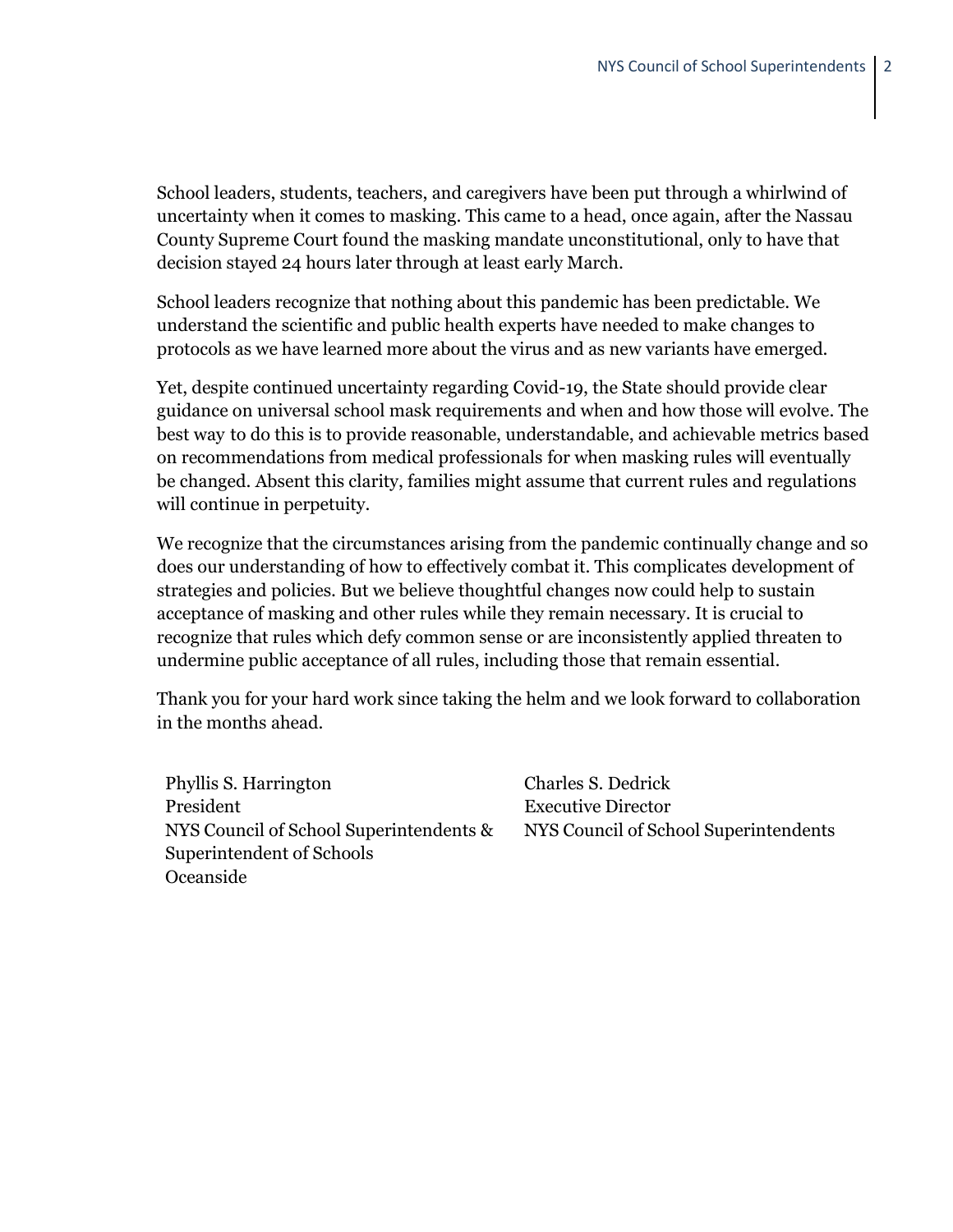School leaders, students, teachers, and caregivers have been put through a whirlwind of uncertainty when it comes to masking. This came to a head, once again, after the Nassau County Supreme Court found the masking mandate unconstitutional, only to have that decision stayed 24 hours later through at least early March.

School leaders recognize that nothing about this pandemic has been predictable. We understand the scientific and public health experts have needed to make changes to protocols as we have learned more about the virus and as new variants have emerged.

Yet, despite continued uncertainty regarding Covid-19, the State should provide clear guidance on universal school mask requirements and when and how those will evolve. The best way to do this is to provide reasonable, understandable, and achievable metrics based on recommendations from medical professionals for when masking rules will eventually be changed. Absent this clarity, families might assume that current rules and regulations will continue in perpetuity.

We recognize that the circumstances arising from the pandemic continually change and so does our understanding of how to effectively combat it. This complicates development of strategies and policies. But we believe thoughtful changes now could help to sustain acceptance of masking and other rules while they remain necessary. It is crucial to recognize that rules which defy common sense or are inconsistently applied threaten to undermine public acceptance of all rules, including those that remain essential.

Thank you for your hard work since taking the helm and we look forward to collaboration in the months ahead.

Phyllis S. Harrington
President
NYS Council of School Superintendents &
Superintendent of Schools
Oceanside

Charles S. Dedrick
Executive Director
NYS Council of School Superintendents